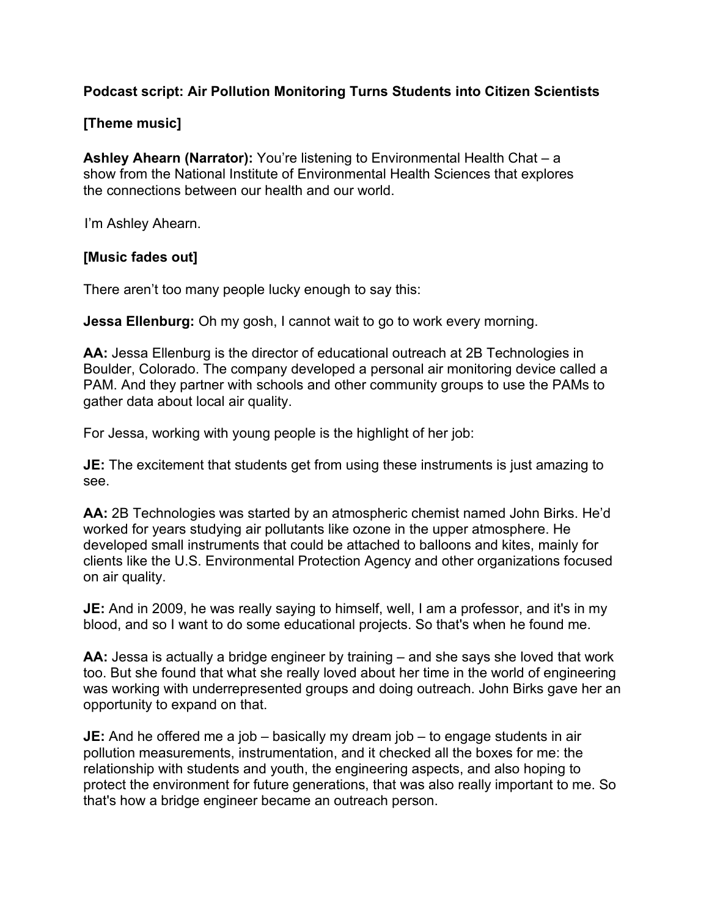**Podcast script: Air Pollution Monitoring Turns Students into Citizen Scientists**

**[Theme music]**

**Ashley Ahearn (Narrator):** You're listening to Environmental Health Chat – a show from the National Institute of Environmental Health Sciences that explores the connections between our health and our world.

I'm Ashley Ahearn.

**[Music fades out]**

There aren't too many people lucky enough to say this:

**Jessa Ellenburg:** Oh my gosh, I cannot wait to go to work every morning.

**AA:** Jessa Ellenburg is the director of educational outreach at 2B Technologies in Boulder, Colorado. The company developed a personal air monitoring device called a PAM. And they partner with schools and other community groups to use the PAMs to gather data about local air quality.

For Jessa, working with young people is the highlight of her job:

**JE:** The excitement that students get from using these instruments is just amazing to see.

**AA:** 2B Technologies was started by an atmospheric chemist named John Birks. He'd worked for years studying air pollutants like ozone in the upper atmosphere. He developed small instruments that could be attached to balloons and kites, mainly for clients like the U.S. Environmental Protection Agency and other organizations focused on air quality.

**JE:** And in 2009, he was really saying to himself, well, I am a professor, and it's in my blood, and so I want to do some educational projects. So that's when he found me.

**AA:** Jessa is actually a bridge engineer by training – and she says she loved that work too. But she found that what she really loved about her time in the world of engineering was working with underrepresented groups and doing outreach. John Birks gave her an opportunity to expand on that.

**JE:** And he offered me a job – basically my dream job – to engage students in air pollution measurements, instrumentation, and it checked all the boxes for me: the relationship with students and youth, the engineering aspects, and also hoping to protect the environment for future generations, that was also really important to me. So that's how a bridge engineer became an outreach person.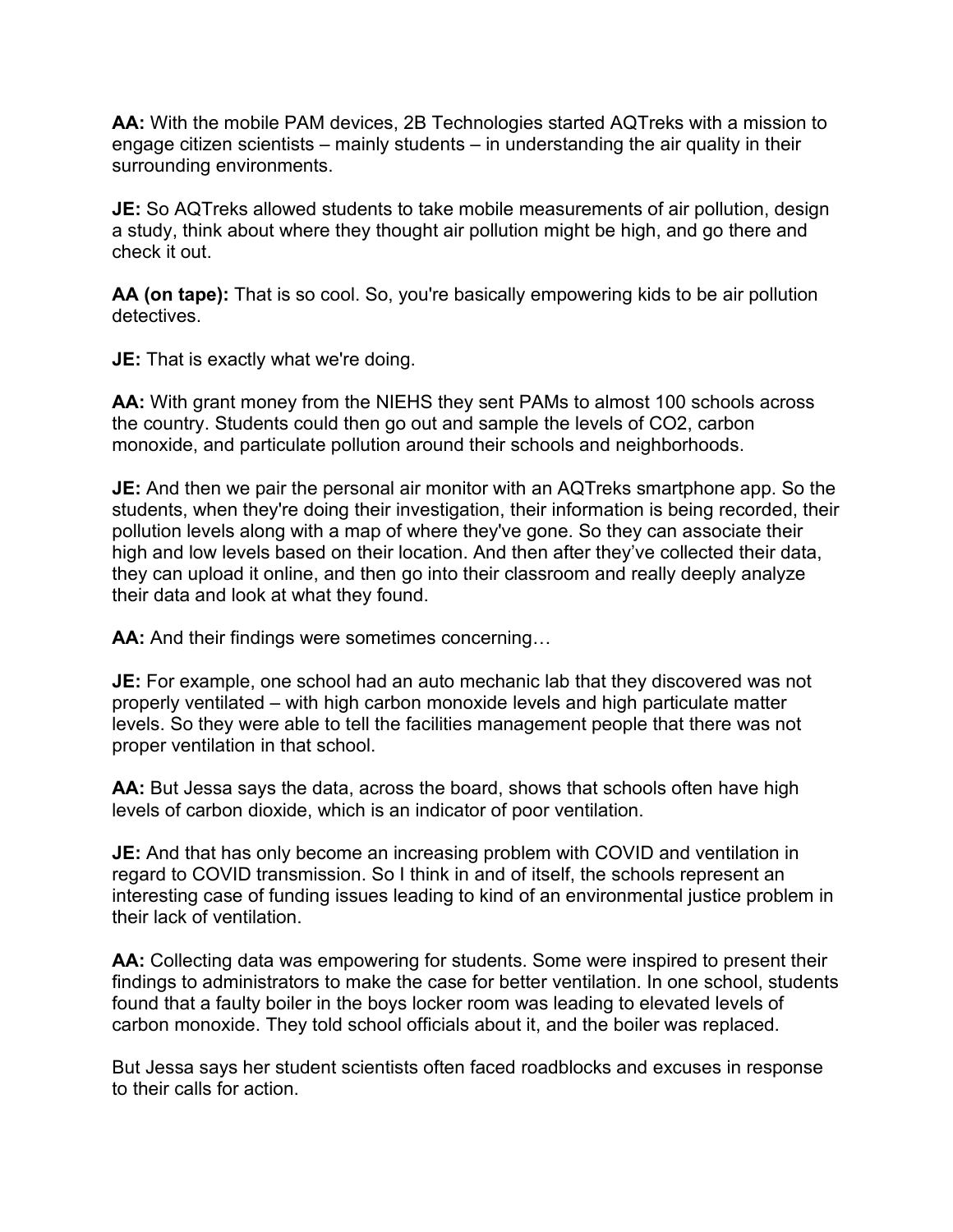**AA:** With the mobile PAM devices, 2B Technologies started AQTreks with a mission to engage citizen scientists – mainly students – in understanding the air quality in their surrounding environments.

**JE:** So AQTreks allowed students to take mobile measurements of air pollution, design a study, think about where they thought air pollution might be high, and go there and check it out.

**AA (on tape):** That is so cool. So, you're basically empowering kids to be air pollution detectives.

**JE:** That is exactly what we're doing.

**AA:** With grant money from the NIEHS they sent PAMs to almost 100 schools across the country. Students could then go out and sample the levels of $CO_2$, carbon monoxide, and particulate pollution around their schools and neighborhoods.

**JE:** And then we pair the personal air monitor with an AQTreks smartphone app. So the students, when they're doing their investigation, their information is being recorded, their pollution levels along with a map of where they've gone. So they can associate their high and low levels based on their location. And then after they've collected their data, they can upload it online, and then go into their classroom and really deeply analyze their data and look at what they found.

**AA:** And their findings were sometimes concerning…

**JE:** For example, one school had an auto mechanic lab that they discovered was not properly ventilated – with high carbon monoxide levels and high particulate matter levels. So they were able to tell the facilities management people that there was not proper ventilation in that school.

**AA:** But Jessa says the data, across the board, shows that schools often have high levels of carbon dioxide, which is an indicator of poor ventilation.

**JE:** And that has only become an increasing problem with COVID and ventilation in regard to COVID transmission. So I think in and of itself, the schools represent an interesting case of funding issues leading to kind of an environmental justice problem in their lack of ventilation.

**AA:** Collecting data was empowering for students. Some were inspired to present their findings to administrators to make the case for better ventilation. In one school, students found that a faulty boiler in the boys locker room was leading to elevated levels of carbon monoxide. They told school officials about it, and the boiler was replaced.

But Jessa says her student scientists often faced roadblocks and excuses in response to their calls for action.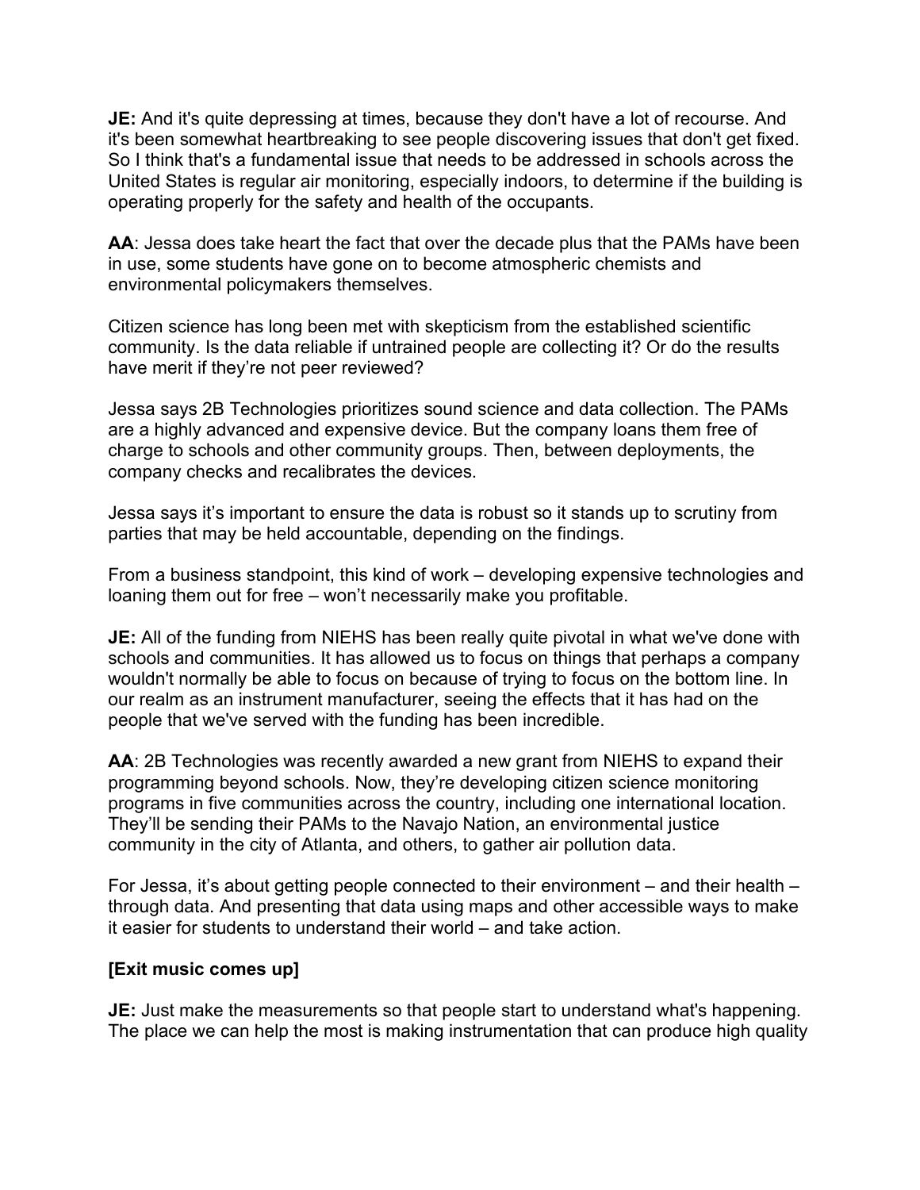**JE:** And it's quite depressing at times, because they don't have a lot of recourse. And it's been somewhat heartbreaking to see people discovering issues that don't get fixed. So I think that's a fundamental issue that needs to be addressed in schools across the United States is regular air monitoring, especially indoors, to determine if the building is operating properly for the safety and health of the occupants.

**AA**: Jessa does take heart the fact that over the decade plus that the PAMs have been in use, some students have gone on to become atmospheric chemists and environmental policymakers themselves.

Citizen science has long been met with skepticism from the established scientific community. Is the data reliable if untrained people are collecting it? Or do the results have merit if they're not peer reviewed?

Jessa says 2B Technologies prioritizes sound science and data collection. The PAMs are a highly advanced and expensive device. But the company loans them free of charge to schools and other community groups. Then, between deployments, the company checks and recalibrates the devices.

Jessa says it's important to ensure the data is robust so it stands up to scrutiny from parties that may be held accountable, depending on the findings.

From a business standpoint, this kind of work – developing expensive technologies and loaning them out for free – won't necessarily make you profitable.

**JE:** All of the funding from NIEHS has been really quite pivotal in what we've done with schools and communities. It has allowed us to focus on things that perhaps a company wouldn't normally be able to focus on because of trying to focus on the bottom line. In our realm as an instrument manufacturer, seeing the effects that it has had on the people that we've served with the funding has been incredible.

**AA**: 2B Technologies was recently awarded a new grant from NIEHS to expand their programming beyond schools. Now, they're developing citizen science monitoring programs in five communities across the country, including one international location. They'll be sending their PAMs to the Navajo Nation, an environmental justice community in the city of Atlanta, and others, to gather air pollution data.

For Jessa, it's about getting people connected to their environment – and their health – through data. And presenting that data using maps and other accessible ways to make it easier for students to understand their world – and take action.

**[Exit music comes up]**

**JE:** Just make the measurements so that people start to understand what's happening. The place we can help the most is making instrumentation that can produce high quality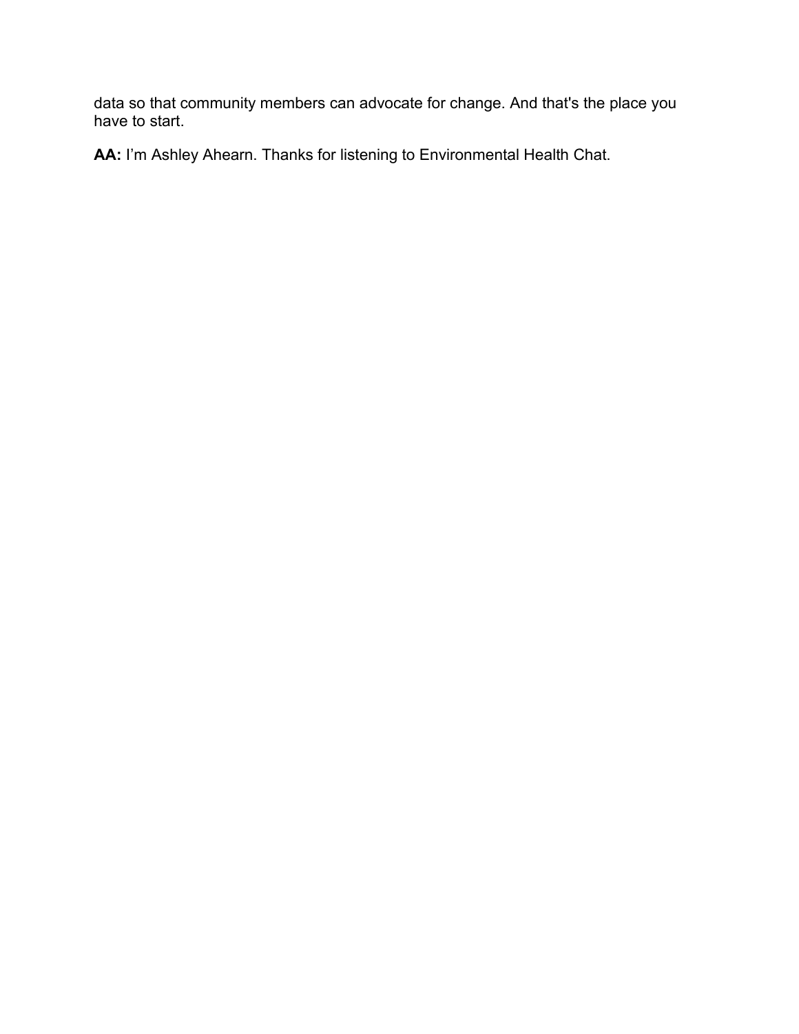data so that community members can advocate for change. And that's the place you have to start.

**AA:** I'm Ashley Ahearn. Thanks for listening to Environmental Health Chat.